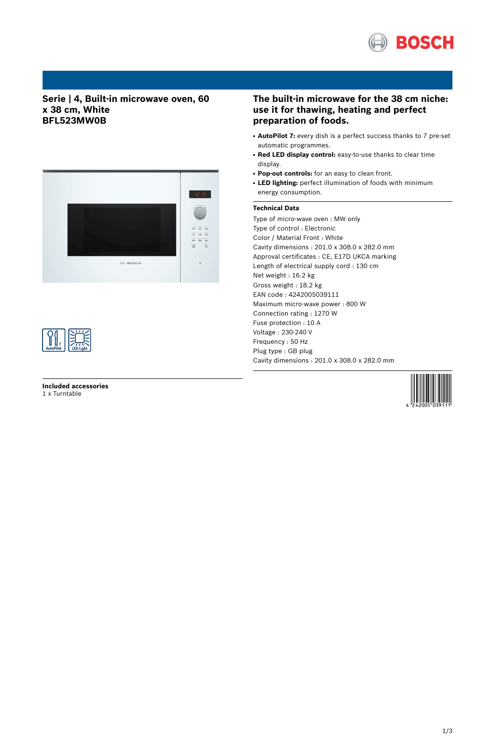# Serie | 4, Built-in microwave oven, 60 x 38 cm, White
# BFL523MW0B

## The built-in microwave for the 38 cm niche: use it for thawing, heating and perfect preparation of foods.

- **AutoPilot 7:** every dish is a perfect success thanks to 7 pre-set automatic programmes.
- **Red LED display control:** easy-to-use thanks to clear time display.
- **Pop-out controls:** for an easy to clean front.
- **LED lighting:** perfect illumination of foods with minimum energy consumption.

### Technical Data

Type of micro-wave oven : MW only
Type of control : Electronic
Color / Material Front : White
Cavity dimensions : 201.0 x 308.0 x 282.0 mm
Approval certificates : CE, E17D UKCA marking
Length of electrical supply cord : 130 cm
Net weight : 16.2 kg
Gross weight : 18.2 kg
EAN code : 4242005039111
Maximum micro-wave power : 800 W
Connection rating : 1270 W
Fuse protection : 10 A
Voltage : 230-240 V
Frequency : 50 Hz
Plug type : GB plug
Cavity dimensions : 201.0 x 308.0 x 282.0 mm

### Included accessories

1 x Turntable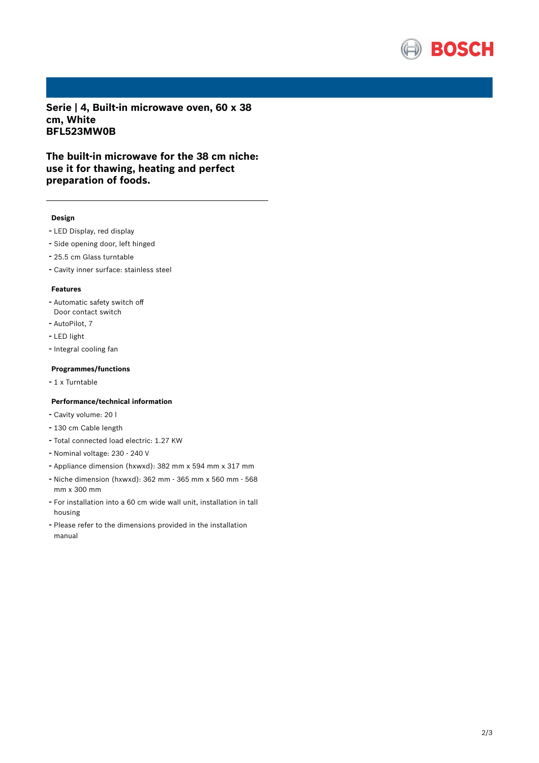## Serie | 4, Built-in microwave oven, 60 x 38 cm, White
## BFL523MW0B

### The built-in microwave for the 38 cm niche: use it for thawing, heating and perfect preparation of foods.

---

#### Design

- LED Display, red display
- Side opening door, left hinged
- 25.5 cm Glass turntable
- Cavity inner surface: stainless steel

#### Features

- Automatic safety switch off
  Door contact switch
- AutoPilot, 7
- LED light
- Integral cooling fan

#### Programmes/functions

- 1 x Turntable

#### Performance/technical information

- Cavity volume: 20 l
- 130 cm Cable length
- Total connected load electric: 1.27 KW
- Nominal voltage: 230 - 240 V
- Appliance dimension (hxwxd): 382 mm x 594 mm x 317 mm
- Niche dimension (hxwxd): 362 mm - 365 mm x 560 mm - 568 mm x 300 mm
- For installation into a 60 cm wide wall unit, installation in tall housing
- Please refer to the dimensions provided in the installation manual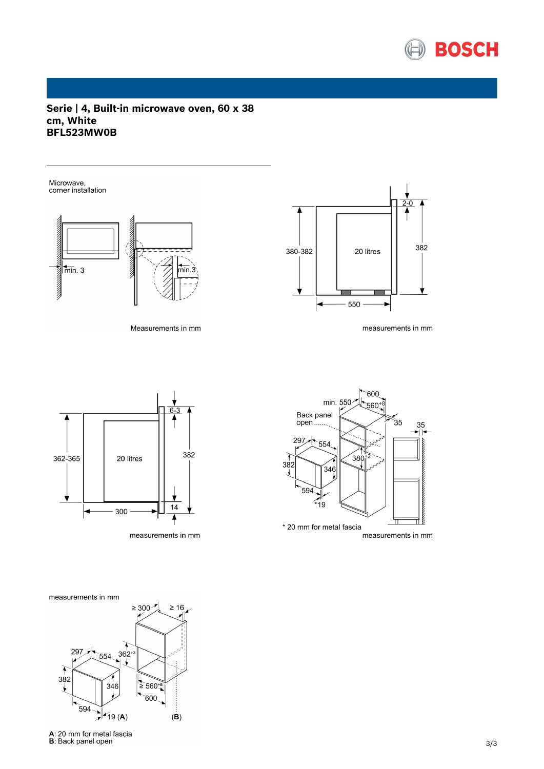**Serie | 4, Built-in microwave oven, 60 x 38 cm, White**
**BFL523MW0B**

Microwave,
corner installation

min. 3

min.3

Measurements in mm

380-382

20 litres

2-0

382

550

measurements in mm

362-365

20 litres

6-3

382

14

300

measurements in mm

min. 550

600

$560^{+8}$

Back panel open

35

35

297

554

382

346

$380^{+2}$

594

*19

* 20 mm for metal fascia

measurements in mm

measurements in mm

≥ 300

≥ 16

297

554

$362^{+3}$

382

346

$\geq 560^{+8}$

600

594

19 (**A**)

(**B**)

**A**: 20 mm for metal fascia
**B**: Back panel open